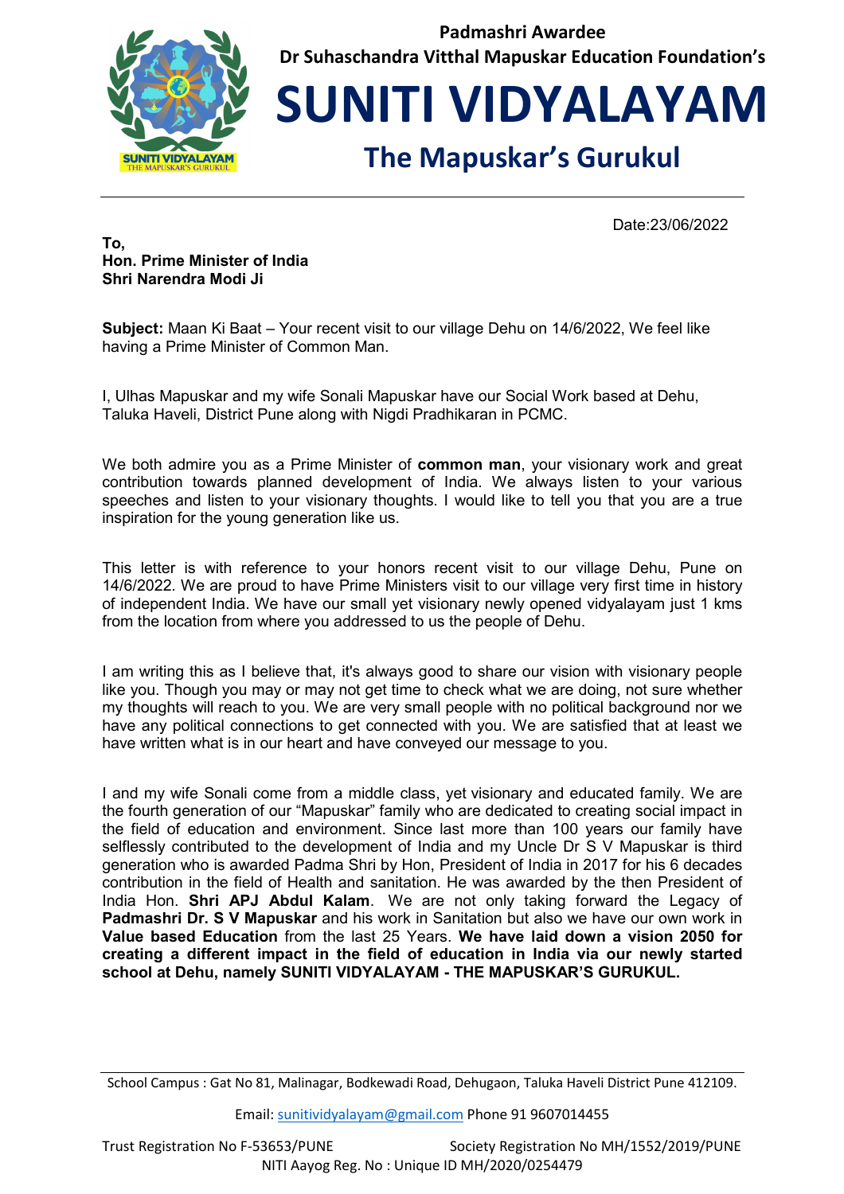Padmashri Awardee

Dr Suhaschandra Vitthal Mapuskar Education Foundation's

# SUNITI VIDYALAYAM

## The Mapuskar's Gurukul

Date:23/06/2022

**To,**
**Hon. Prime Minister of India**
**Shri Narendra Modi Ji**

**Subject:** Maan Ki Baat – Your recent visit to our village Dehu on 14/6/2022, We feel like having a Prime Minister of Common Man.

I, Ulhas Mapuskar and my wife Sonali Mapuskar have our Social Work based at Dehu, Taluka Haveli, District Pune along with Nigdi Pradhikaran in PCMC.

We both admire you as a Prime Minister of **common man**, your visionary work and great contribution towards planned development of India. We always listen to your various speeches and listen to your visionary thoughts. I would like to tell you that you are a true inspiration for the young generation like us.

This letter is with reference to your honors recent visit to our village Dehu, Pune on 14/6/2022. We are proud to have Prime Ministers visit to our village very first time in history of independent India. We have our small yet visionary newly opened vidyalayam just 1 kms from the location from where you addressed to us the people of Dehu.

I am writing this as I believe that, it's always good to share our vision with visionary people like you. Though you may or may not get time to check what we are doing, not sure whether my thoughts will reach to you. We are very small people with no political background nor we have any political connections to get connected with you. We are satisfied that at least we have written what is in our heart and have conveyed our message to you.

I and my wife Sonali come from a middle class, yet visionary and educated family. We are the fourth generation of our "Mapuskar" family who are dedicated to creating social impact in the field of education and environment. Since last more than 100 years our family have selflessly contributed to the development of India and my Uncle Dr S V Mapuskar is third generation who is awarded Padma Shri by Hon, President of India in 2017 for his 6 decades contribution in the field of Health and sanitation. He was awarded by the then President of India Hon. **Shri APJ Abdul Kalam**. We are not only taking forward the Legacy of **Padmashri Dr. S V Mapuskar** and his work in Sanitation but also we have our own work in **Value based Education** from the last 25 Years. **We have laid down a vision 2050 for creating a different impact in the field of education in India via our newly started school at Dehu, namely SUNITI VIDYALAYAM - THE MAPUSKAR'S GURUKUL.**

School Campus : Gat No 81, Malinagar, Bodkewadi Road, Dehugaon, Taluka Haveli District Pune 412109.

Email: sunitividyalayam@gmail.com Phone 91 9607014455

Trust Registration No F-53653/PUNE Society Registration No MH/1552/2019/PUNE

NITI Aayog Reg. No : Unique ID MH/2020/0254479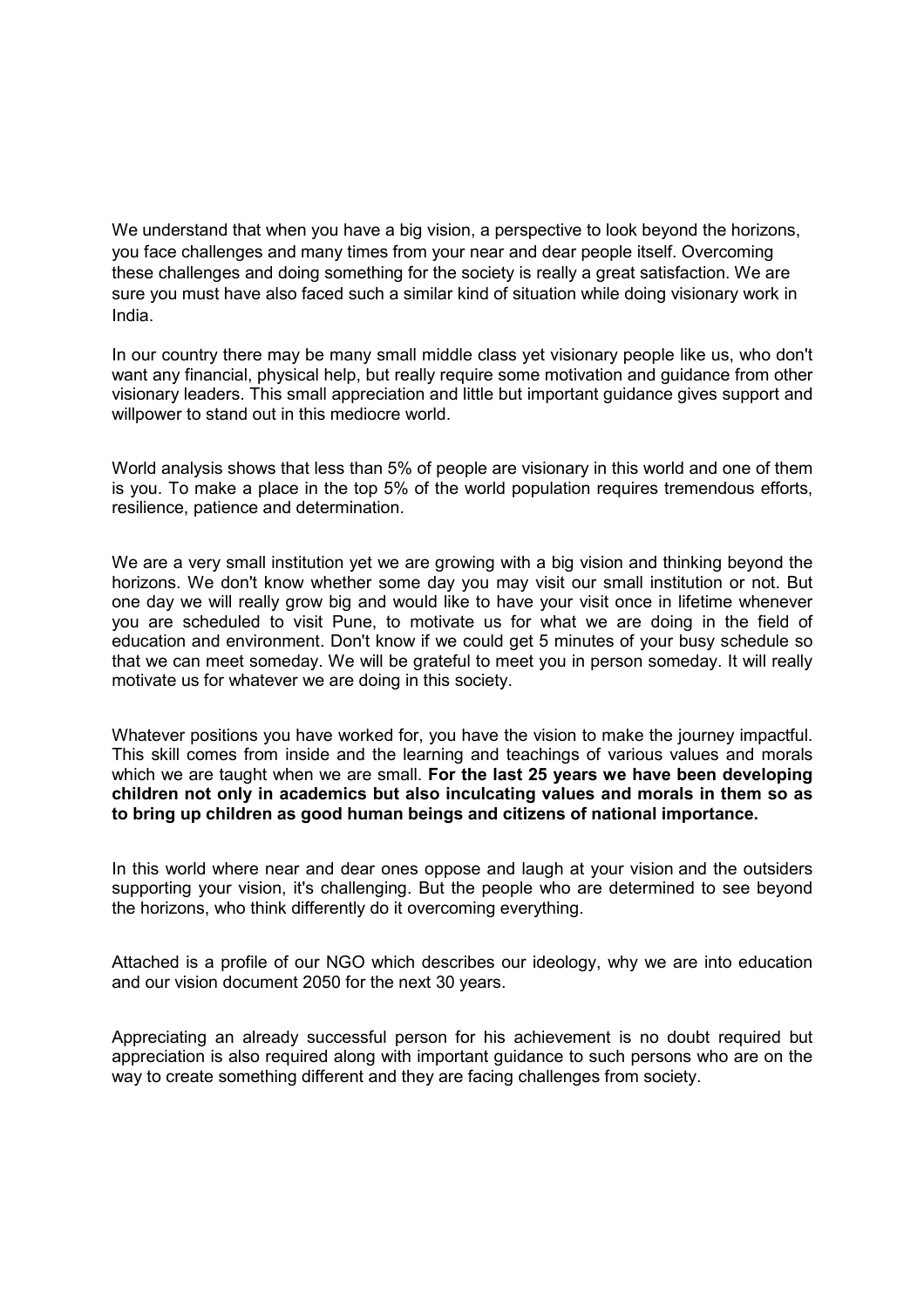We understand that when you have a big vision, a perspective to look beyond the horizons, you face challenges and many times from your near and dear people itself. Overcoming these challenges and doing something for the society is really a great satisfaction. We are sure you must have also faced such a similar kind of situation while doing visionary work in India.

In our country there may be many small middle class yet visionary people like us, who don't want any financial, physical help, but really require some motivation and guidance from other visionary leaders. This small appreciation and little but important guidance gives support and willpower to stand out in this mediocre world.

World analysis shows that less than 5% of people are visionary in this world and one of them is you. To make a place in the top 5% of the world population requires tremendous efforts, resilience, patience and determination.

We are a very small institution yet we are growing with a big vision and thinking beyond the horizons. We don't know whether some day you may visit our small institution or not. But one day we will really grow big and would like to have your visit once in lifetime whenever you are scheduled to visit Pune, to motivate us for what we are doing in the field of education and environment. Don't know if we could get 5 minutes of your busy schedule so that we can meet someday. We will be grateful to meet you in person someday. It will really motivate us for whatever we are doing in this society.

Whatever positions you have worked for, you have the vision to make the journey impactful. This skill comes from inside and the learning and teachings of various values and morals which we are taught when we are small. **For the last 25 years we have been developing children not only in academics but also inculcating values and morals in them so as to bring up children as good human beings and citizens of national importance.**

In this world where near and dear ones oppose and laugh at your vision and the outsiders supporting your vision, it's challenging. But the people who are determined to see beyond the horizons, who think differently do it overcoming everything.

Attached is a profile of our NGO which describes our ideology, why we are into education and our vision document 2050 for the next 30 years.

Appreciating an already successful person for his achievement is no doubt required but appreciation is also required along with important guidance to such persons who are on the way to create something different and they are facing challenges from society.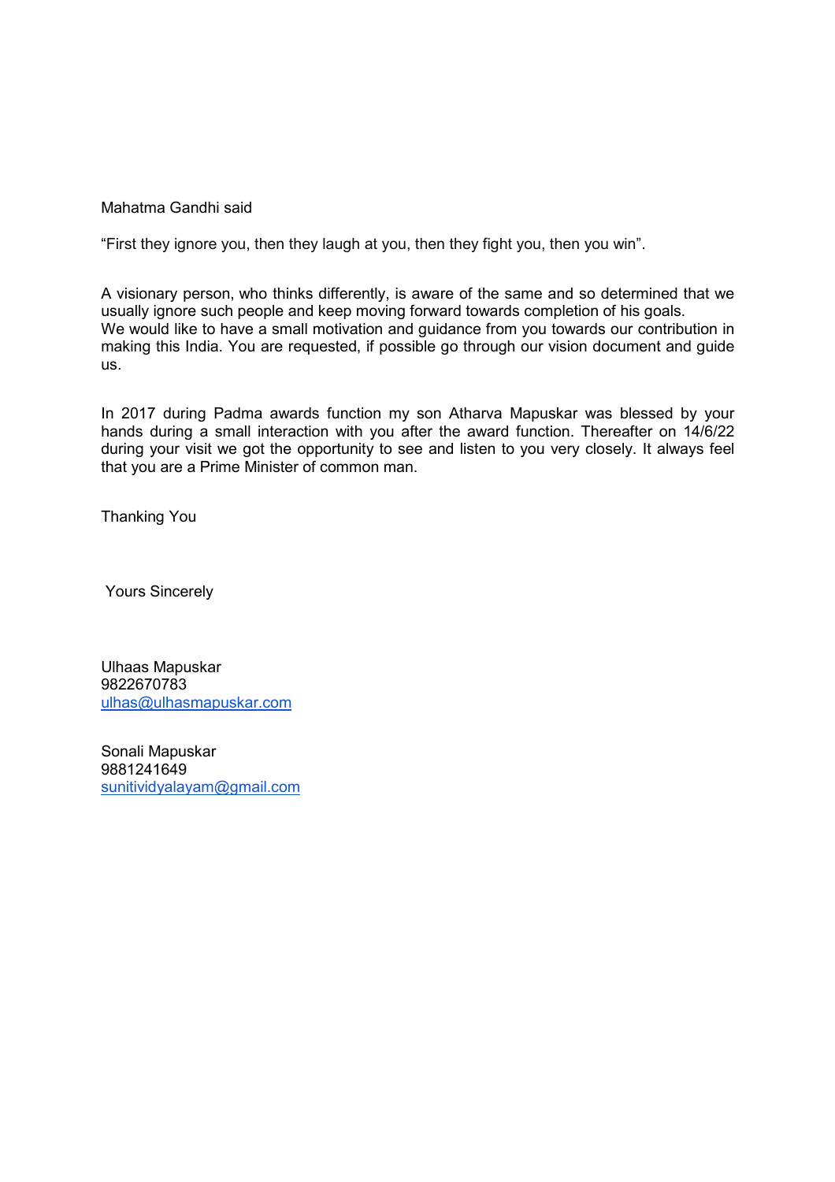Mahatma Gandhi said

“First they ignore you, then they laugh at you, then they fight you, then you win”.

A visionary person, who thinks differently, is aware of the same and so determined that we usually ignore such people and keep moving forward towards completion of his goals.
We would like to have a small motivation and guidance from you towards our contribution in making this India. You are requested, if possible go through our vision document and guide us.

In 2017 during Padma awards function my son Atharva Mapuskar was blessed by your hands during a small interaction with you after the award function. Thereafter on 14/6/22 during your visit we got the opportunity to see and listen to you very closely. It always feel that you are a Prime Minister of common man.

Thanking You

Yours Sincerely

Ulhaas Mapuskar
9822670783
ulhas@ulhasmapuskar.com

Sonali Mapuskar
9881241649
sunitividyalayam@gmail.com